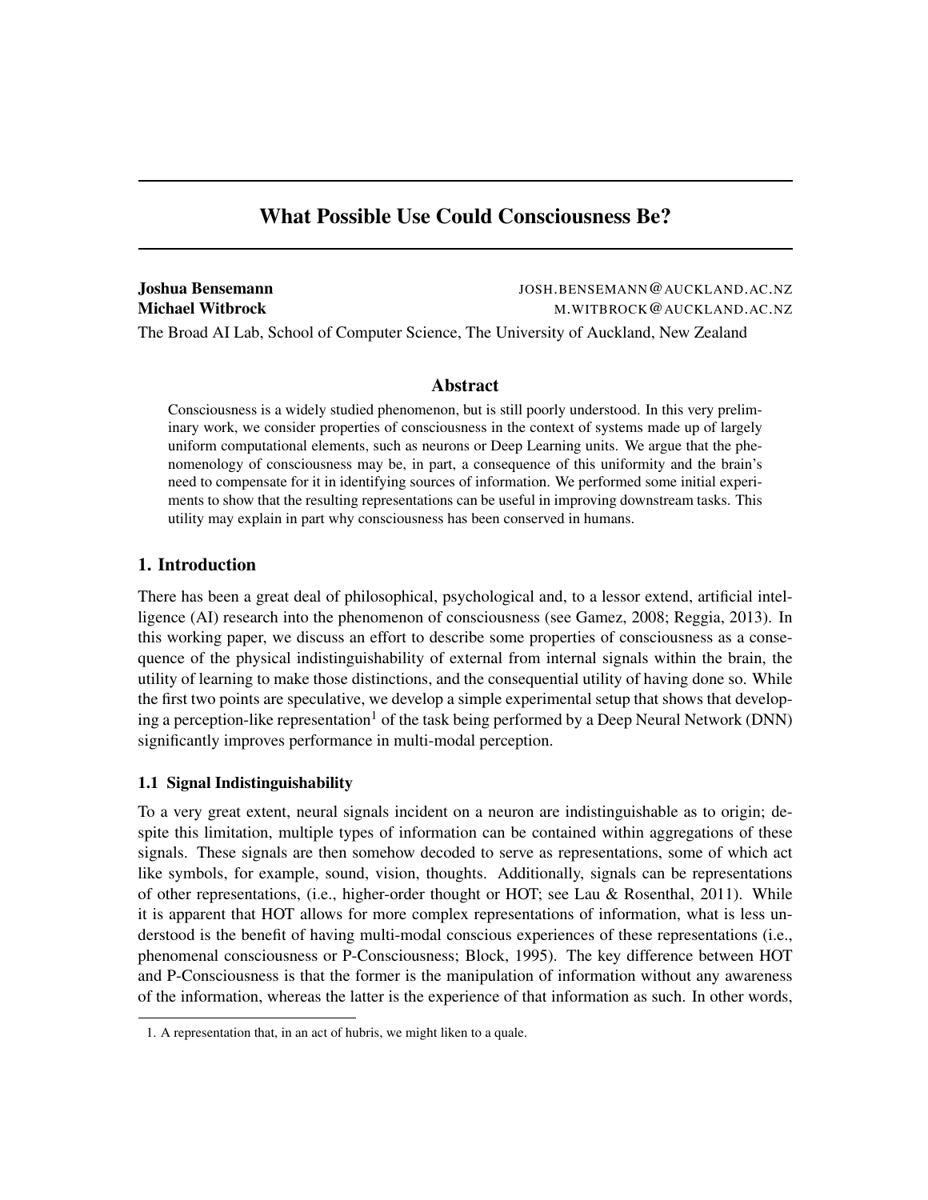# What Possible Use Could Consciousness Be?

**Joshua Bensemann** JOSH.BENSEMANN@AUCKLAND.AC.NZ
**Michael Witbrock** M.WITBROCK@AUCKLAND.AC.NZ

The Broad AI Lab, School of Computer Science, The University of Auckland, New Zealand

## Abstract

Consciousness is a widely studied phenomenon, but is still poorly understood. In this very preliminary work, we consider properties of consciousness in the context of systems made up of largely uniform computational elements, such as neurons or Deep Learning units. We argue that the phenomenology of consciousness may be, in part, a consequence of this uniformity and the brain's need to compensate for it in identifying sources of information. We performed some initial experiments to show that the resulting representations can be useful in improving downstream tasks. This utility may explain in part why consciousness has been conserved in humans.

## 1. Introduction

There has been a great deal of philosophical, psychological and, to a lessor extend, artificial intelligence (AI) research into the phenomenon of consciousness (see Gamez, 2008; Reggia, 2013). In this working paper, we discuss an effort to describe some properties of consciousness as a consequence of the physical indistinguishability of external from internal signals within the brain, the utility of learning to make those distinctions, and the consequential utility of having done so. While the first two points are speculative, we develop a simple experimental setup that shows that developing a perception-like representation[1] of the task being performed by a Deep Neural Network (DNN) significantly improves performance in multi-modal perception.

### 1.1 Signal Indistinguishability

To a very great extent, neural signals incident on a neuron are indistinguishable as to origin; despite this limitation, multiple types of information can be contained within aggregations of these signals. These signals are then somehow decoded to serve as representations, some of which act like symbols, for example, sound, vision, thoughts. Additionally, signals can be representations of other representations, (i.e., higher-order thought or HOT; see Lau & Rosenthal, 2011). While it is apparent that HOT allows for more complex representations of information, what is less understood is the benefit of having multi-modal conscious experiences of these representations (i.e., phenomenal consciousness or P-Consciousness; Block, 1995). The key difference between HOT and P-Consciousness is that the former is the manipulation of information without any awareness of the information, whereas the latter is the experience of that information as such. In other words,

1. A representation that, in an act of hubris, we might liken to a quale.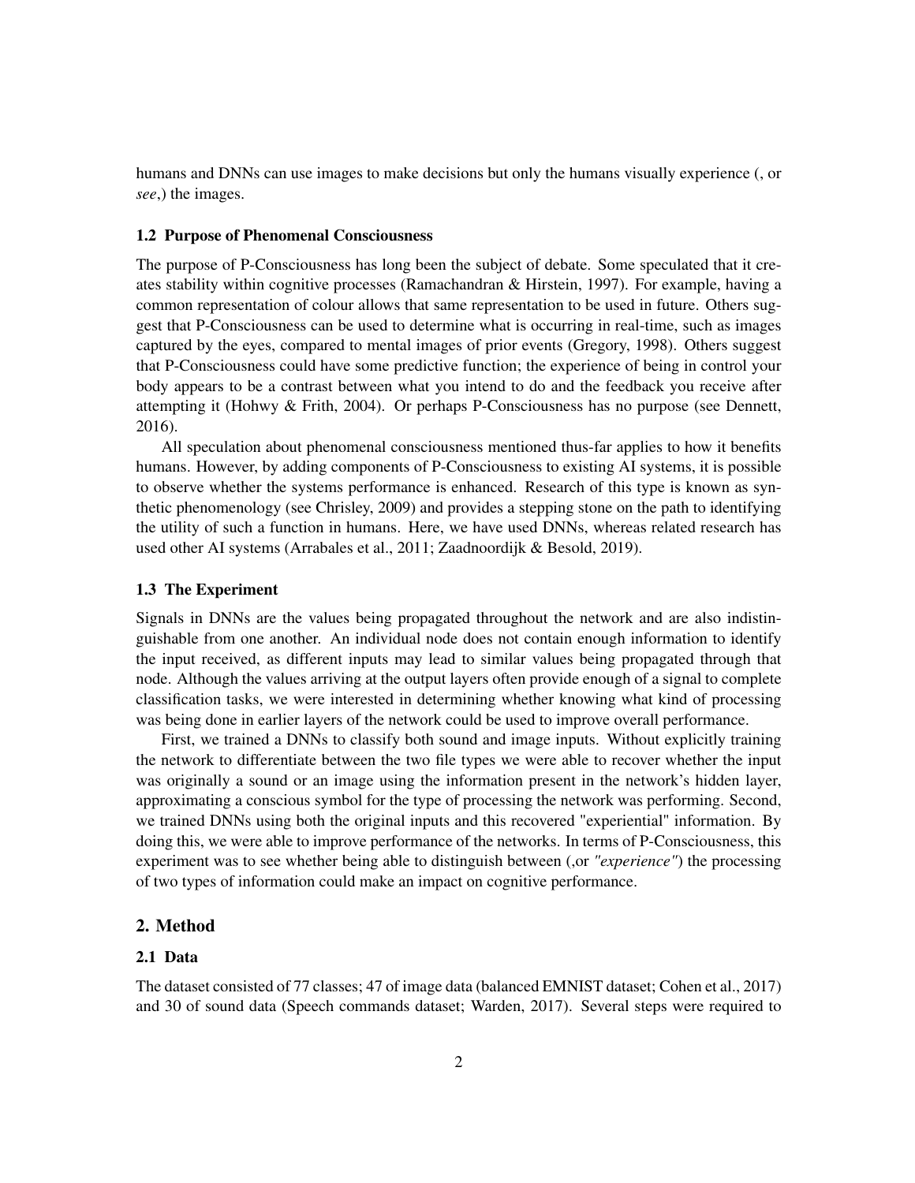humans and DNNs can use images to make decisions but only the humans visually experience (, or *see*,) the images.

### 1.2 Purpose of Phenomenal Consciousness

The purpose of P-Consciousness has long been the subject of debate. Some speculated that it creates stability within cognitive processes (Ramachandran & Hirstein, 1997). For example, having a common representation of colour allows that same representation to be used in future. Others suggest that P-Consciousness can be used to determine what is occurring in real-time, such as images captured by the eyes, compared to mental images of prior events (Gregory, 1998). Others suggest that P-Consciousness could have some predictive function; the experience of being in control your body appears to be a contrast between what you intend to do and the feedback you receive after attempting it (Hohwy & Frith, 2004). Or perhaps P-Consciousness has no purpose (see Dennett, 2016).

All speculation about phenomenal consciousness mentioned thus-far applies to how it benefits humans. However, by adding components of P-Consciousness to existing AI systems, it is possible to observe whether the systems performance is enhanced. Research of this type is known as synthetic phenomenology (see Chrisley, 2009) and provides a stepping stone on the path to identifying the utility of such a function in humans. Here, we have used DNNs, whereas related research has used other AI systems (Arrabales et al., 2011; Zaadnoordijk & Besold, 2019).

### 1.3 The Experiment

Signals in DNNs are the values being propagated throughout the network and are also indistinguishable from one another. An individual node does not contain enough information to identify the input received, as different inputs may lead to similar values being propagated through that node. Although the values arriving at the output layers often provide enough of a signal to complete classification tasks, we were interested in determining whether knowing what kind of processing was being done in earlier layers of the network could be used to improve overall performance.

First, we trained a DNNs to classify both sound and image inputs. Without explicitly training the network to differentiate between the two file types we were able to recover whether the input was originally a sound or an image using the information present in the network's hidden layer, approximating a conscious symbol for the type of processing the network was performing. Second, we trained DNNs using both the original inputs and this recovered "experiential" information. By doing this, we were able to improve performance of the networks. In terms of P-Consciousness, this experiment was to see whether being able to distinguish between (,or *"experience"*) the processing of two types of information could make an impact on cognitive performance.

## 2. Method

### 2.1 Data

The dataset consisted of 77 classes; 47 of image data (balanced EMNIST dataset; Cohen et al., 2017) and 30 of sound data (Speech commands dataset; Warden, 2017). Several steps were required to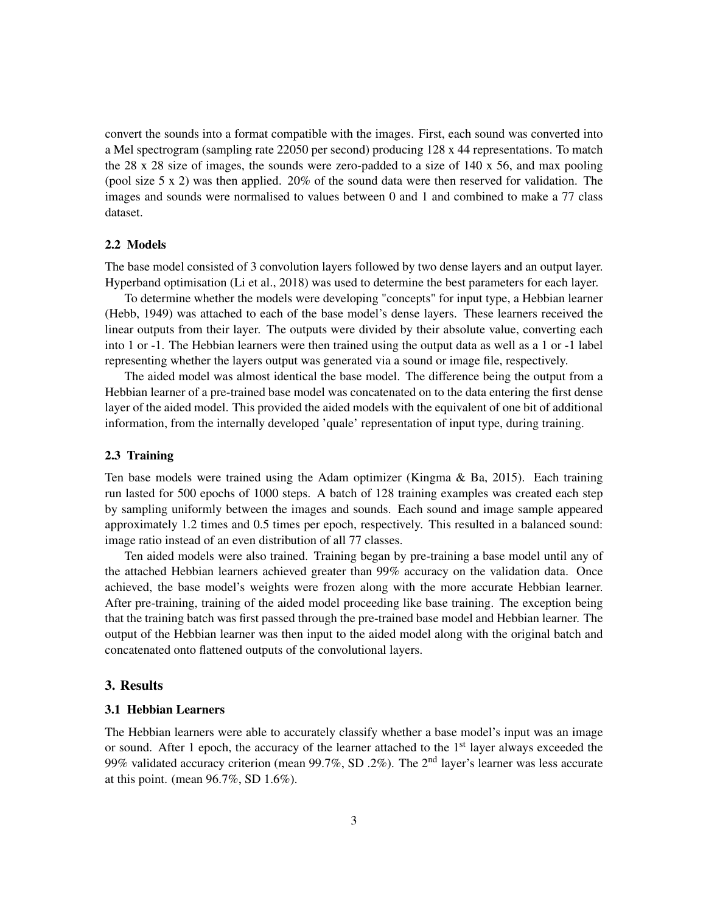convert the sounds into a format compatible with the images. First, each sound was converted into a Mel spectrogram (sampling rate 22050 per second) producing 128 x 44 representations. To match the 28 x 28 size of images, the sounds were zero-padded to a size of 140 x 56, and max pooling (pool size 5 x 2) was then applied. 20% of the sound data were then reserved for validation. The images and sounds were normalised to values between 0 and 1 and combined to make a 77 class dataset.

### 2.2 Models

The base model consisted of 3 convolution layers followed by two dense layers and an output layer. Hyperband optimisation (Li et al., 2018) was used to determine the best parameters for each layer.

To determine whether the models were developing "concepts" for input type, a Hebbian learner (Hebb, 1949) was attached to each of the base model's dense layers. These learners received the linear outputs from their layer. The outputs were divided by their absolute value, converting each into 1 or -1. The Hebbian learners were then trained using the output data as well as a 1 or -1 label representing whether the layers output was generated via a sound or image file, respectively.

The aided model was almost identical the base model. The difference being the output from a Hebbian learner of a pre-trained base model was concatenated on to the data entering the first dense layer of the aided model. This provided the aided models with the equivalent of one bit of additional information, from the internally developed 'quale' representation of input type, during training.

### 2.3 Training

Ten base models were trained using the Adam optimizer (Kingma & Ba, 2015). Each training run lasted for 500 epochs of 1000 steps. A batch of 128 training examples was created each step by sampling uniformly between the images and sounds. Each sound and image sample appeared approximately 1.2 times and 0.5 times per epoch, respectively. This resulted in a balanced sound: image ratio instead of an even distribution of all 77 classes.

Ten aided models were also trained. Training began by pre-training a base model until any of the attached Hebbian learners achieved greater than 99% accuracy on the validation data. Once achieved, the base model's weights were frozen along with the more accurate Hebbian learner. After pre-training, training of the aided model proceeding like base training. The exception being that the training batch was first passed through the pre-trained base model and Hebbian learner. The output of the Hebbian learner was then input to the aided model along with the original batch and concatenated onto flattened outputs of the convolutional layers.

## 3. Results

### 3.1 Hebbian Learners

The Hebbian learners were able to accurately classify whether a base model's input was an image or sound. After 1 epoch, the accuracy of the learner attached to the 1st layer always exceeded the 99% validated accuracy criterion (mean 99.7%, SD .2%). The 2nd layer's learner was less accurate at this point. (mean 96.7%, SD 1.6%).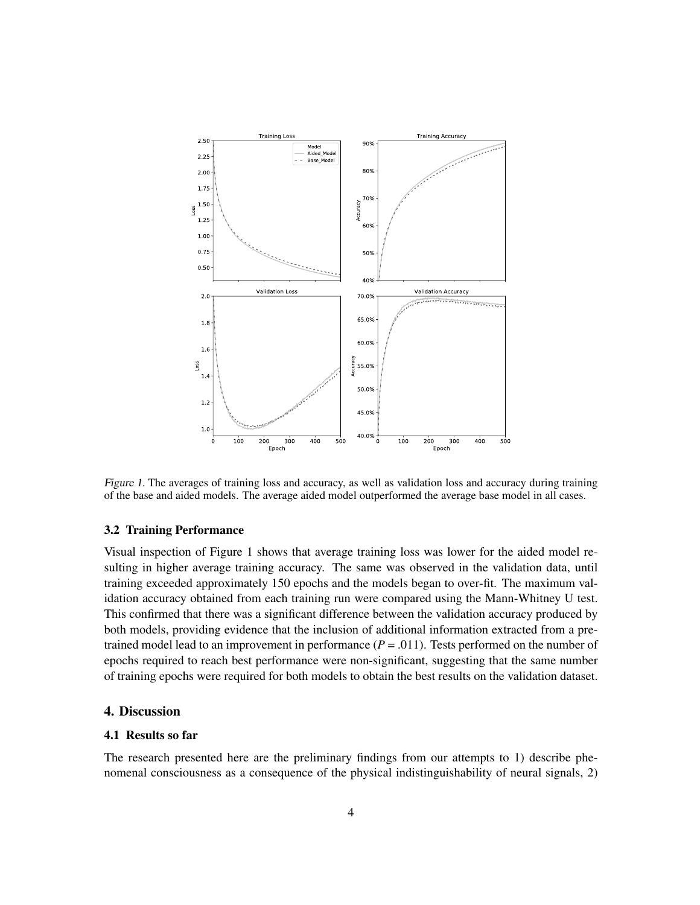*Figure 1*. The averages of training loss and accuracy, as well as validation loss and accuracy during training of the base and aided models. The average aided model outperformed the average base model in all cases.

### 3.2 Training Performance

Visual inspection of Figure 1 shows that average training loss was lower for the aided model resulting in higher average training accuracy. The same was observed in the validation data, until training exceeded approximately 150 epochs and the models began to over-fit. The maximum validation accuracy obtained from each training run were compared using the Mann-Whitney U test. This confirmed that there was a significant difference between the validation accuracy produced by both models, providing evidence that the inclusion of additional information extracted from a pre-trained model lead to an improvement in performance ($P = .011$). Tests performed on the number of epochs required to reach best performance were non-significant, suggesting that the same number of training epochs were required for both models to obtain the best results on the validation dataset.

## 4. Discussion

### 4.1 Results so far

The research presented here are the preliminary findings from our attempts to 1) describe phenomenal consciousness as a consequence of the physical indistinguishability of neural signals, 2)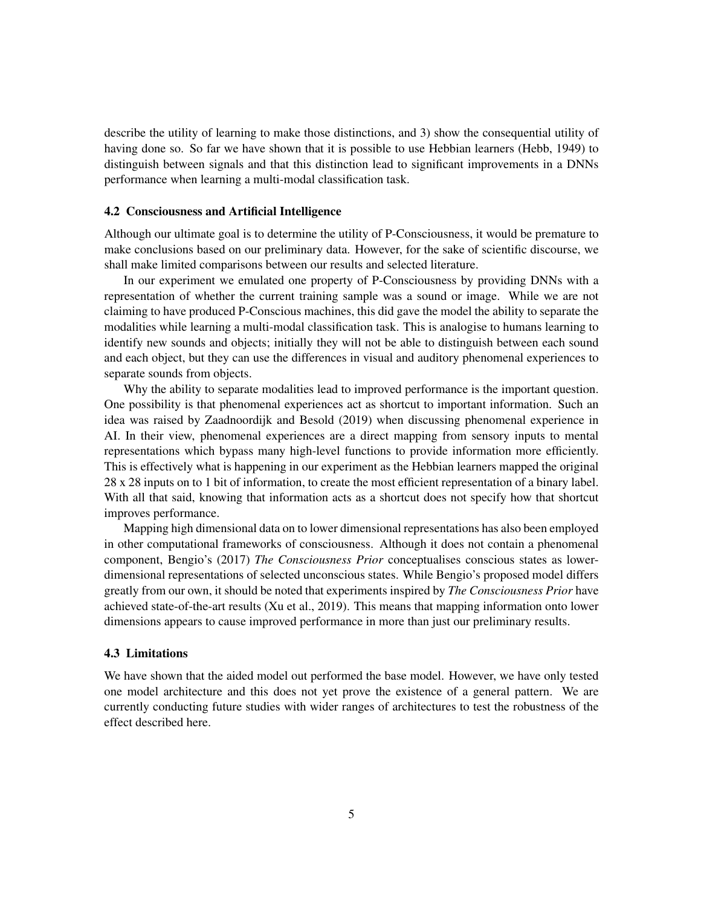describe the utility of learning to make those distinctions, and 3) show the consequential utility of having done so. So far we have shown that it is possible to use Hebbian learners (Hebb, 1949) to distinguish between signals and that this distinction lead to significant improvements in a DNNs performance when learning a multi-modal classification task.

### 4.2 Consciousness and Artificial Intelligence

Although our ultimate goal is to determine the utility of P-Consciousness, it would be premature to make conclusions based on our preliminary data. However, for the sake of scientific discourse, we shall make limited comparisons between our results and selected literature.

In our experiment we emulated one property of P-Consciousness by providing DNNs with a representation of whether the current training sample was a sound or image. While we are not claiming to have produced P-Conscious machines, this did gave the model the ability to separate the modalities while learning a multi-modal classification task. This is analogise to humans learning to identify new sounds and objects; initially they will not be able to distinguish between each sound and each object, but they can use the differences in visual and auditory phenomenal experiences to separate sounds from objects.

Why the ability to separate modalities lead to improved performance is the important question. One possibility is that phenomenal experiences act as shortcut to important information. Such an idea was raised by Zaadnoordijk and Besold (2019) when discussing phenomenal experience in AI. In their view, phenomenal experiences are a direct mapping from sensory inputs to mental representations which bypass many high-level functions to provide information more efficiently. This is effectively what is happening in our experiment as the Hebbian learners mapped the original 28 x 28 inputs on to 1 bit of information, to create the most efficient representation of a binary label. With all that said, knowing that information acts as a shortcut does not specify how that shortcut improves performance.

Mapping high dimensional data on to lower dimensional representations has also been employed in other computational frameworks of consciousness. Although it does not contain a phenomenal component, Bengio's (2017) *The Consciousness Prior* conceptualises conscious states as lower-dimensional representations of selected unconscious states. While Bengio's proposed model differs greatly from our own, it should be noted that experiments inspired by *The Consciousness Prior* have achieved state-of-the-art results (Xu et al., 2019). This means that mapping information onto lower dimensions appears to cause improved performance in more than just our preliminary results.

### 4.3 Limitations

We have shown that the aided model out performed the base model. However, we have only tested one model architecture and this does not yet prove the existence of a general pattern. We are currently conducting future studies with wider ranges of architectures to test the robustness of the effect described here.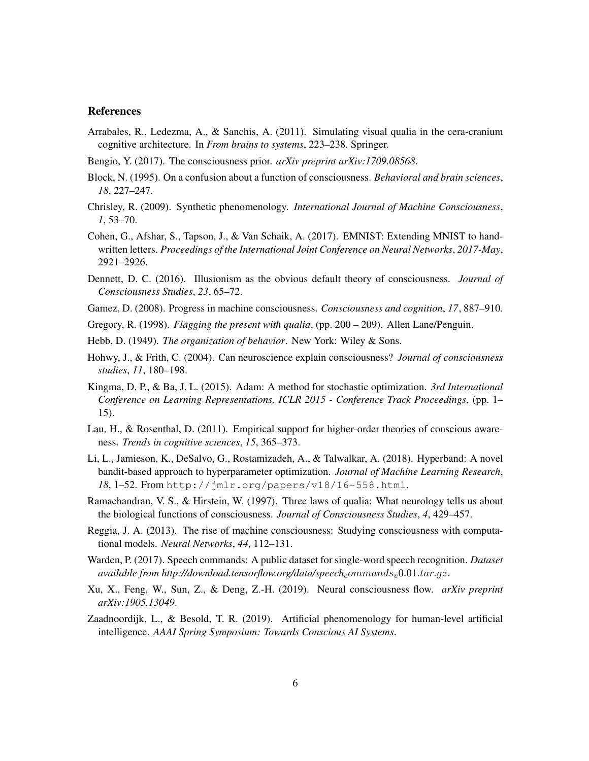### References

Arrabales, R., Ledezma, A., & Sanchis, A. (2011). Simulating visual qualia in the cera-cranium cognitive architecture. In *From brains to systems*, 223–238. Springer.

Bengio, Y. (2017). The consciousness prior. *arXiv preprint arXiv:1709.08568*.

Block, N. (1995). On a confusion about a function of consciousness. *Behavioral and brain sciences*, *18*, 227–247.

Chrisley, R. (2009). Synthetic phenomenology. *International Journal of Machine Consciousness*, *1*, 53–70.

Cohen, G., Afshar, S., Tapson, J., & Van Schaik, A. (2017). EMNIST: Extending MNIST to handwritten letters. *Proceedings of the International Joint Conference on Neural Networks*, *2017-May*, 2921–2926.

Dennett, D. C. (2016). Illusionism as the obvious default theory of consciousness. *Journal of Consciousness Studies*, *23*, 65–72.

Gamez, D. (2008). Progress in machine consciousness. *Consciousness and cognition*, *17*, 887–910.

Gregory, R. (1998). *Flagging the present with qualia*, (pp. 200 – 209). Allen Lane/Penguin.

Hebb, D. (1949). *The organization of behavior*. New York: Wiley & Sons.

Hohwy, J., & Frith, C. (2004). Can neuroscience explain consciousness? *Journal of consciousness studies*, *11*, 180–198.

Kingma, D. P., & Ba, J. L. (2015). Adam: A method for stochastic optimization. *3rd International Conference on Learning Representations, ICLR 2015 - Conference Track Proceedings*, (pp. 1–15).

Lau, H., & Rosenthal, D. (2011). Empirical support for higher-order theories of conscious awareness. *Trends in cognitive sciences*, *15*, 365–373.

Li, L., Jamieson, K., DeSalvo, G., Rostamizadeh, A., & Talwalkar, A. (2018). Hyperband: A novel bandit-based approach to hyperparameter optimization. *Journal of Machine Learning Research*, *18*, 1–52. From `http://jmlr.org/papers/v18/16-558.html`.

Ramachandran, V. S., & Hirstein, W. (1997). Three laws of qualia: What neurology tells us about the biological functions of consciousness. *Journal of Consciousness Studies*, *4*, 429–457.

Reggia, J. A. (2013). The rise of machine consciousness: Studying consciousness with computational models. *Neural Networks*, *44*, 112–131.

Warden, P. (2017). Speech commands: A public dataset for single-word speech recognition. *Dataset available from http://download.tensorflow.org/data/speech*$_commands_v0.01.tar.gz$.

Xu, X., Feng, W., Sun, Z., & Deng, Z.-H. (2019). Neural consciousness flow. *arXiv preprint arXiv:1905.13049*.

Zaadnoordijk, L., & Besold, T. R. (2019). Artificial phenomenology for human-level artificial intelligence. *AAAI Spring Symposium: Towards Conscious AI Systems*.